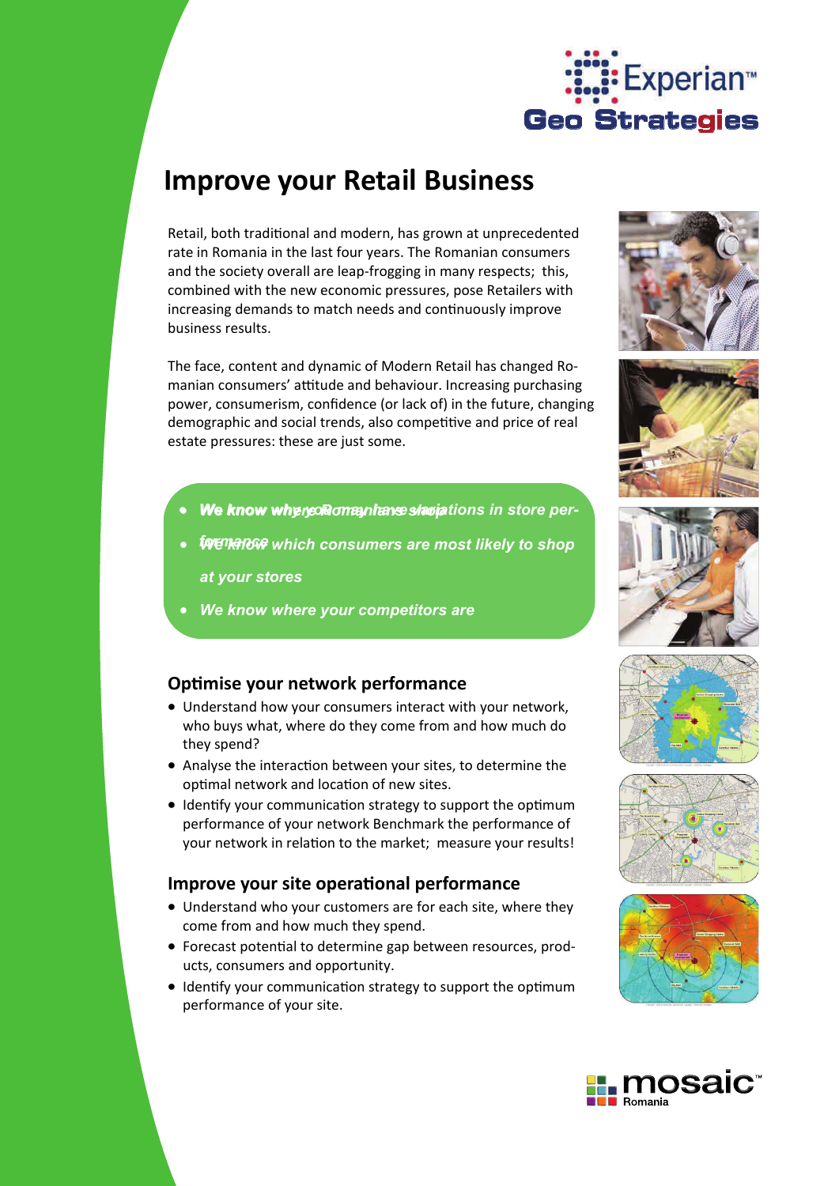# Improve your Retail Business

Retail, both traditional and modern, has grown at unprecedented rate in Romania in the last four years. The Romanian consumers and the society overall are leap-frogging in many respects; this, combined with the new economic pressures, pose Retailers with increasing demands to match needs and continuously improve business results.

The face, content and dynamic of Modern Retail has changed Romanian consumers' attitude and behaviour. Increasing purchasing power, consumerism, confidence (or lack of) in the future, changing demographic and social trends, also competitive and price of real estate pressures: these are just some.

- ***We know where Romanians shop***
- ***We know why you may have variations in store performance***
- ***We know which consumers are most likely to shop at your stores***
- ***We know where your competitors are***

## Optimise your network performance

- Understand how your consumers interact with your network, who buys what, where do they come from and how much do they spend?
- Analyse the interaction between your sites, to determine the optimal network and location of new sites.
- Identify your communication strategy to support the optimum performance of your network Benchmark the performance of your network in relation to the market; measure your results!

## Improve your site operational performance

- Understand who your customers are for each site, where they come from and how much they spend.
- Forecast potential to determine gap between resources, products, consumers and opportunity.
- Identify your communication strategy to support the optimum performance of your site.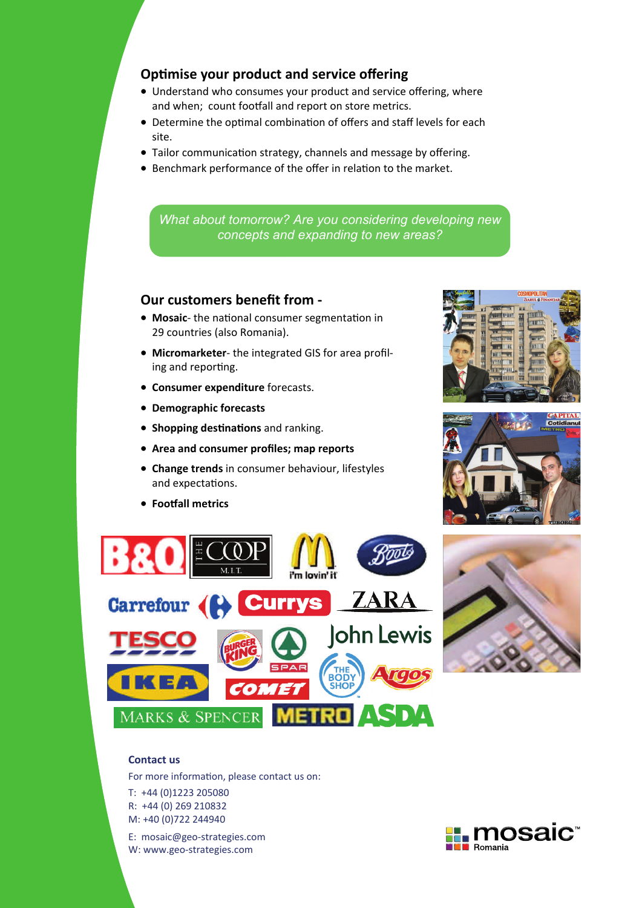## Optimise your product and service offering

- Understand who consumes your product and service offering, where and when; count footfall and report on store metrics.
- Determine the optimal combination of offers and staff levels for each site.
- Tailor communication strategy, channels and message by offering.
- Benchmark performance of the offer in relation to the market.

*What about tomorrow? Are you considering developing new concepts and expanding to new areas?*

## Our customers benefit from -

- **Mosaic**- the national consumer segmentation in 29 countries (also Romania).
- **Micromarketer**- the integrated GIS for area profiling and reporting.
- **Consumer expenditure** forecasts.
- **Demographic forecasts**
- **Shopping destinations** and ranking.
- **Area and consumer profiles; map reports**
- **Change trends** in consumer behaviour, lifestyles and expectations.
- **Footfall metrics**

**Contact us**

For more information, please contact us on:

T: +44 (0)1223 205080
R: +44 (0) 269 210832
M: +40 (0)722 244940

E: mosaic@geo-strategies.com
W: www.geo-strategies.com

mosaic™ Romania